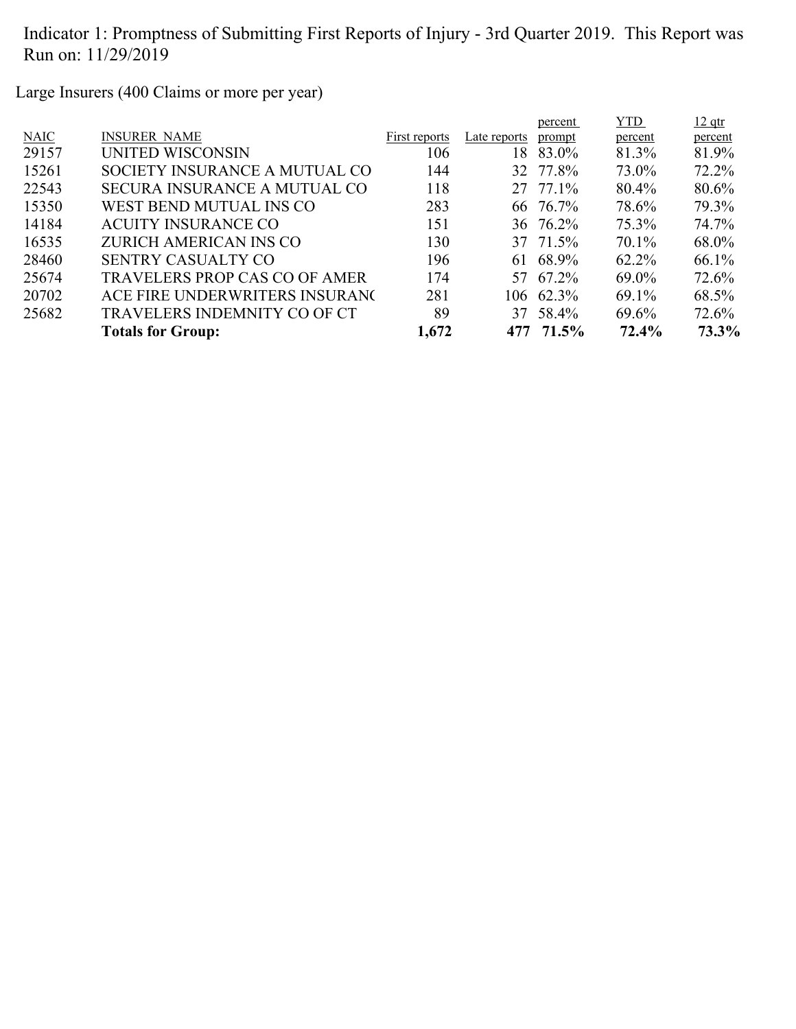Indicator 1: Promptness of Submitting First Reports of Injury - 3rd Quarter 2019. This Report was Run on: 11/29/2019

Large Insurers (400 Claims or more per year)

| NAIC | INSURER NAME | First reports | Late reports | percent prompt | YTD percent | 12 qtr percent |
|---|---|---|---|---|---|---|
| 29157 | UNITED WISCONSIN | 106 | 18 | 83.0% | 81.3% | 81.9% |
| 15261 | SOCIETY INSURANCE A MUTUAL CO | 144 | 32 | 77.8% | 73.0% | 72.2% |
| 22543 | SECURA INSURANCE A MUTUAL CO | 118 | 27 | 77.1% | 80.4% | 80.6% |
| 15350 | WEST BEND MUTUAL INS CO | 283 | 66 | 76.7% | 78.6% | 79.3% |
| 14184 | ACUITY INSURANCE CO | 151 | 36 | 76.2% | 75.3% | 74.7% |
| 16535 | ZURICH AMERICAN INS CO | 130 | 37 | 71.5% | 70.1% | 68.0% |
| 28460 | SENTRY CASUALTY CO | 196 | 61 | 68.9% | 62.2% | 66.1% |
| 25674 | TRAVELERS PROP CAS CO OF AMER | 174 | 57 | 67.2% | 69.0% | 72.6% |
| 20702 | ACE FIRE UNDERWRITERS INSURANC | 281 | 106 | 62.3% | 69.1% | 68.5% |
| 25682 | TRAVELERS INDEMNITY CO OF CT | 89 | 37 | 58.4% | 69.6% | 72.6% |
| | **Totals for Group:** | **1,672** | **477** | **71.5%** | **72.4%** | **73.3%** |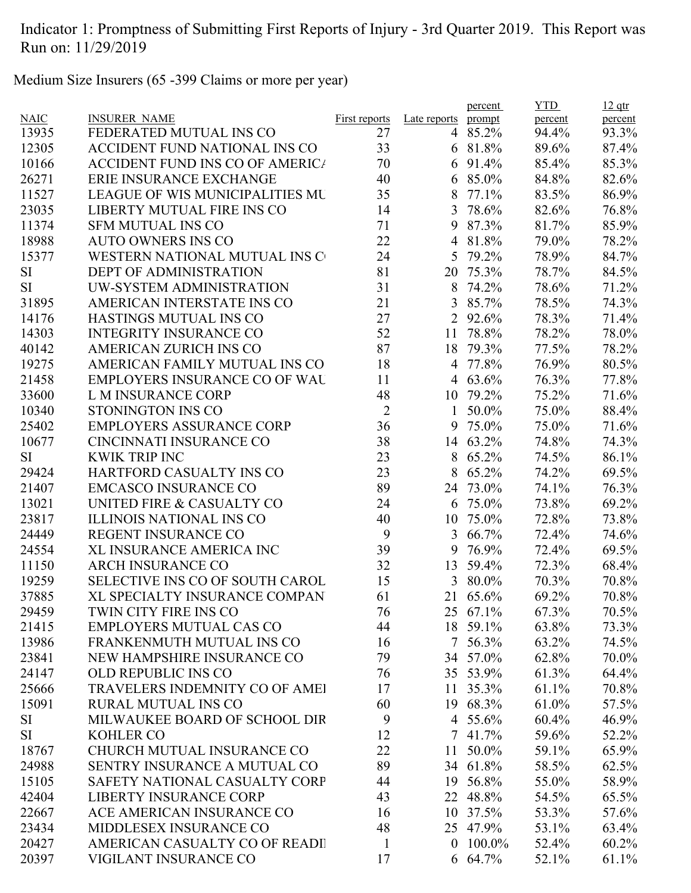Indicator 1: Promptness of Submitting First Reports of Injury - 3rd Quarter 2019. This Report was Run on: 11/29/2019

Medium Size Insurers (65 -399 Claims or more per year)

| NAIC | INSURER_NAME | First reports | Late reports | percent prompt | YTD percent | 12 qtr percent |
|---|---|---|---|---|---|---|
| 13935 | FEDERATED MUTUAL INS CO | 27 | 4 | 85.2% | 94.4% | 93.3% |
| 12305 | ACCIDENT FUND NATIONAL INS CO | 33 | 6 | 81.8% | 89.6% | 87.4% |
| 10166 | ACCIDENT FUND INS CO OF AMERIC/ | 70 | 6 | 91.4% | 85.4% | 85.3% |
| 26271 | ERIE INSURANCE EXCHANGE | 40 | 6 | 85.0% | 84.8% | 82.6% |
| 11527 | LEAGUE OF WIS MUNICIPALITIES MU | 35 | 8 | 77.1% | 83.5% | 86.9% |
| 23035 | LIBERTY MUTUAL FIRE INS CO | 14 | 3 | 78.6% | 82.6% | 76.8% |
| 11374 | SFM MUTUAL INS CO | 71 | 9 | 87.3% | 81.7% | 85.9% |
| 18988 | AUTO OWNERS INS CO | 22 | 4 | 81.8% | 79.0% | 78.2% |
| 15377 | WESTERN NATIONAL MUTUAL INS C | 24 | 5 | 79.2% | 78.9% | 84.7% |
| SI | DEPT OF ADMINISTRATION | 81 | 20 | 75.3% | 78.7% | 84.5% |
| SI | UW-SYSTEM ADMINISTRATION | 31 | 8 | 74.2% | 78.6% | 71.2% |
| 31895 | AMERICAN INTERSTATE INS CO | 21 | 3 | 85.7% | 78.5% | 74.3% |
| 14176 | HASTINGS MUTUAL INS CO | 27 | 2 | 92.6% | 78.3% | 71.4% |
| 14303 | INTEGRITY INSURANCE CO | 52 | 11 | 78.8% | 78.2% | 78.0% |
| 40142 | AMERICAN ZURICH INS CO | 87 | 18 | 79.3% | 77.5% | 78.2% |
| 19275 | AMERICAN FAMILY MUTUAL INS CO | 18 | 4 | 77.8% | 76.9% | 80.5% |
| 21458 | EMPLOYERS INSURANCE CO OF WAU | 11 | 4 | 63.6% | 76.3% | 77.8% |
| 33600 | L M INSURANCE CORP | 48 | 10 | 79.2% | 75.2% | 71.6% |
| 10340 | STONINGTON INS CO | 2 | 1 | 50.0% | 75.0% | 88.4% |
| 25402 | EMPLOYERS ASSURANCE CORP | 36 | 9 | 75.0% | 75.0% | 71.6% |
| 10677 | CINCINNATI INSURANCE CO | 38 | 14 | 63.2% | 74.8% | 74.3% |
| SI | KWIK TRIP INC | 23 | 8 | 65.2% | 74.5% | 86.1% |
| 29424 | HARTFORD CASUALTY INS CO | 23 | 8 | 65.2% | 74.2% | 69.5% |
| 21407 | EMCASCO INSURANCE CO | 89 | 24 | 73.0% | 74.1% | 76.3% |
| 13021 | UNITED FIRE & CASUALTY CO | 24 | 6 | 75.0% | 73.8% | 69.2% |
| 23817 | ILLINOIS NATIONAL INS CO | 40 | 10 | 75.0% | 72.8% | 73.8% |
| 24449 | REGENT INSURANCE CO | 9 | 3 | 66.7% | 72.4% | 74.6% |
| 24554 | XL INSURANCE AMERICA INC | 39 | 9 | 76.9% | 72.4% | 69.5% |
| 11150 | ARCH INSURANCE CO | 32 | 13 | 59.4% | 72.3% | 68.4% |
| 19259 | SELECTIVE INS CO OF SOUTH CAROL | 15 | 3 | 80.0% | 70.3% | 70.8% |
| 37885 | XL SPECIALTY INSURANCE COMPAN | 61 | 21 | 65.6% | 69.2% | 70.8% |
| 29459 | TWIN CITY FIRE INS CO | 76 | 25 | 67.1% | 67.3% | 70.5% |
| 21415 | EMPLOYERS MUTUAL CAS CO | 44 | 18 | 59.1% | 63.8% | 73.3% |
| 13986 | FRANKENMUTH MUTUAL INS CO | 16 | 7 | 56.3% | 63.2% | 74.5% |
| 23841 | NEW HAMPSHIRE INSURANCE CO | 79 | 34 | 57.0% | 62.8% | 70.0% |
| 24147 | OLD REPUBLIC INS CO | 76 | 35 | 53.9% | 61.3% | 64.4% |
| 25666 | TRAVELERS INDEMNITY CO OF AMEI | 17 | 11 | 35.3% | 61.1% | 70.8% |
| 15091 | RURAL MUTUAL INS CO | 60 | 19 | 68.3% | 61.0% | 57.5% |
| SI | MILWAUKEE BOARD OF SCHOOL DIR | 9 | 4 | 55.6% | 60.4% | 46.9% |
| SI | KOHLER CO | 12 | 7 | 41.7% | 59.6% | 52.2% |
| 18767 | CHURCH MUTUAL INSURANCE CO | 22 | 11 | 50.0% | 59.1% | 65.9% |
| 24988 | SENTRY INSURANCE A MUTUAL CO | 89 | 34 | 61.8% | 58.5% | 62.5% |
| 15105 | SAFETY NATIONAL CASUALTY CORP | 44 | 19 | 56.8% | 55.0% | 58.9% |
| 42404 | LIBERTY INSURANCE CORP | 43 | 22 | 48.8% | 54.5% | 65.5% |
| 22667 | ACE AMERICAN INSURANCE CO | 16 | 10 | 37.5% | 53.3% | 57.6% |
| 23434 | MIDDLESEX INSURANCE CO | 48 | 25 | 47.9% | 53.1% | 63.4% |
| 20427 | AMERICAN CASUALTY CO OF READI | 1 | 0 | 100.0% | 52.4% | 60.2% |
| 20397 | VIGILANT INSURANCE CO | 17 | 6 | 64.7% | 52.1% | 61.1% |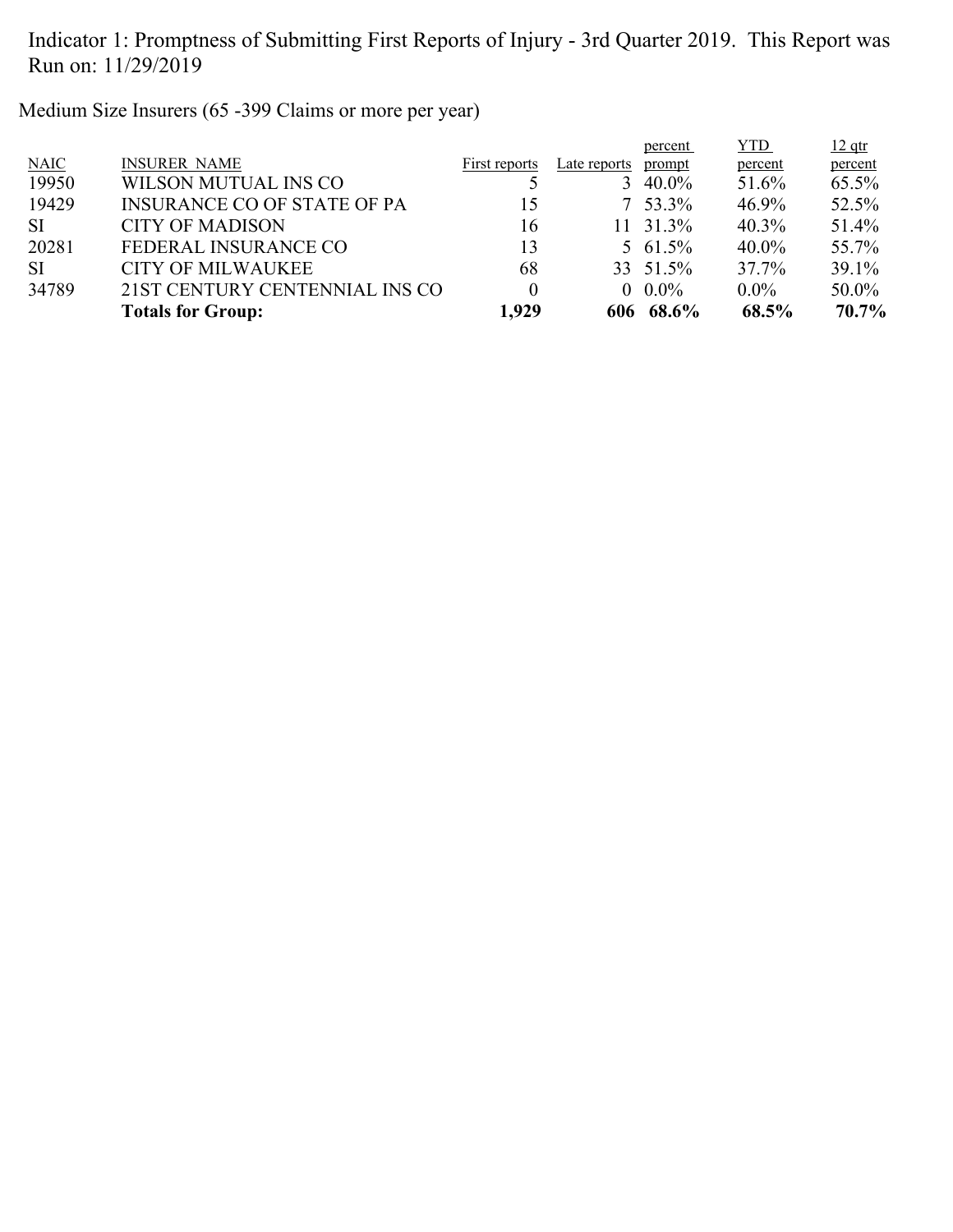Indicator 1: Promptness of Submitting First Reports of Injury - 3rd Quarter 2019. This Report was Run on: 11/29/2019

Medium Size Insurers (65 -399 Claims or more per year)

| NAIC | INSURER NAME | First reports | Late reports | percent prompt | YTD percent | 12 qtr percent |
|---|---|---|---|---|---|---|
| 19950 | WILSON MUTUAL INS CO | 5 | 3 | 40.0% | 51.6% | 65.5% |
| 19429 | INSURANCE CO OF STATE OF PA | 15 | 7 | 53.3% | 46.9% | 52.5% |
| SI | CITY OF MADISON | 16 | 11 | 31.3% | 40.3% | 51.4% |
| 20281 | FEDERAL INSURANCE CO | 13 | 5 | 61.5% | 40.0% | 55.7% |
| SI | CITY OF MILWAUKEE | 68 | 33 | 51.5% | 37.7% | 39.1% |
| 34789 | 21ST CENTURY CENTENNIAL INS CO | 0 | 0 | 0.0% | 0.0% | 50.0% |
| | **Totals for Group:** | **1,929** | **606** | **68.6%** | **68.5%** | **70.7%** |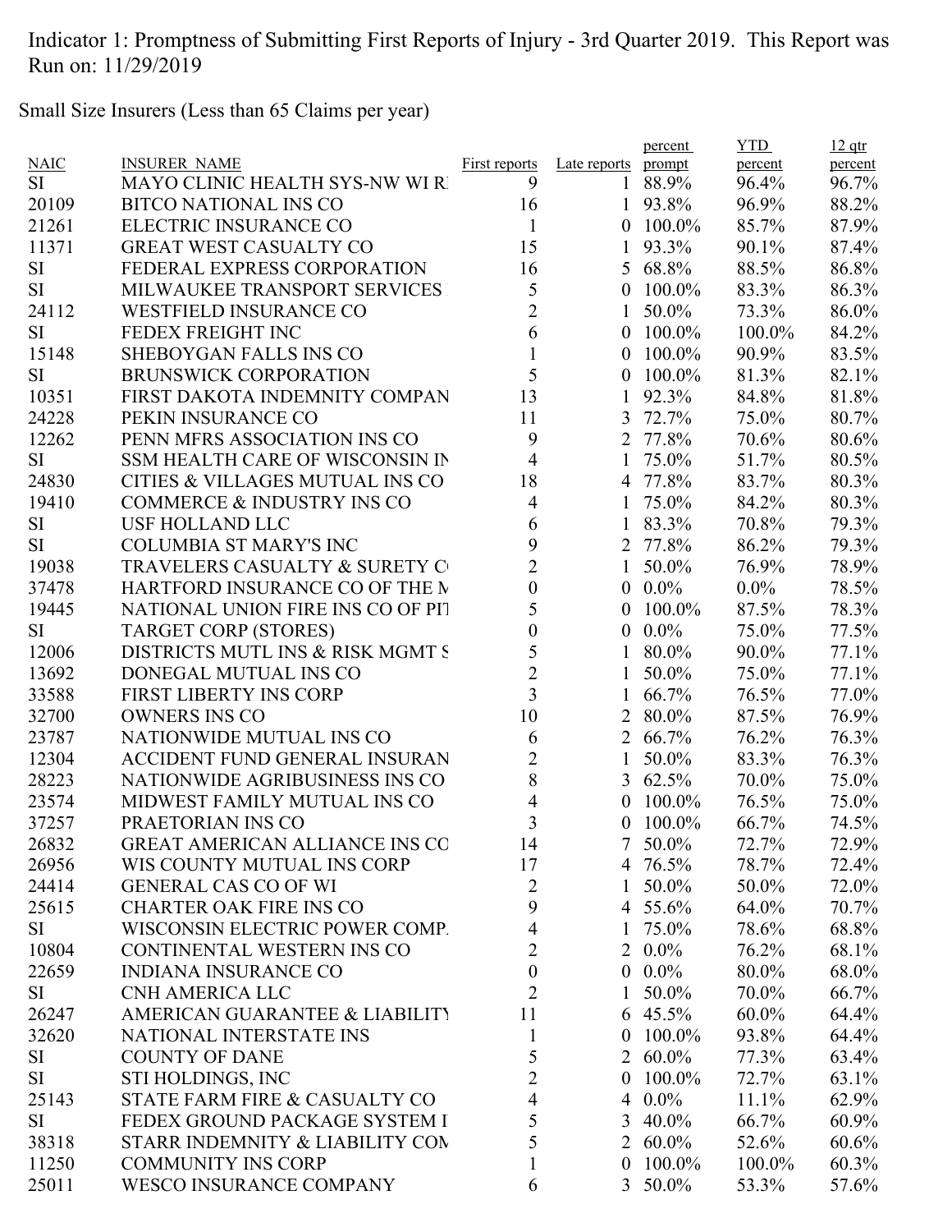Indicator 1: Promptness of Submitting First Reports of Injury - 3rd Quarter 2019. This Report was Run on: 11/29/2019

Small Size Insurers (Less than 65 Claims per year)

| NAIC | INSURER_NAME | First reports | Late reports | percent prompt | YTD percent | 12 qtr percent |
|---|---|---|---|---|---|---|
| SI | MAYO CLINIC HEALTH SYS-NW WI R | 9 | 1 | 88.9% | 96.4% | 96.7% |
| 20109 | BITCO NATIONAL INS CO | 16 | 1 | 93.8% | 96.9% | 88.2% |
| 21261 | ELECTRIC INSURANCE CO | 1 | 0 | 100.0% | 85.7% | 87.9% |
| 11371 | GREAT WEST CASUALTY CO | 15 | 1 | 93.3% | 90.1% | 87.4% |
| SI | FEDERAL EXPRESS CORPORATION | 16 | 5 | 68.8% | 88.5% | 86.8% |
| SI | MILWAUKEE TRANSPORT SERVICES | 5 | 0 | 100.0% | 83.3% | 86.3% |
| 24112 | WESTFIELD INSURANCE CO | 2 | 1 | 50.0% | 73.3% | 86.0% |
| SI | FEDEX FREIGHT INC | 6 | 0 | 100.0% | 100.0% | 84.2% |
| 15148 | SHEBOYGAN FALLS INS CO | 1 | 0 | 100.0% | 90.9% | 83.5% |
| SI | BRUNSWICK CORPORATION | 5 | 0 | 100.0% | 81.3% | 82.1% |
| 10351 | FIRST DAKOTA INDEMNITY COMPAN | 13 | 1 | 92.3% | 84.8% | 81.8% |
| 24228 | PEKIN INSURANCE CO | 11 | 3 | 72.7% | 75.0% | 80.7% |
| 12262 | PENN MFRS ASSOCIATION INS CO | 9 | 2 | 77.8% | 70.6% | 80.6% |
| SI | SSM HEALTH CARE OF WISCONSIN IN | 4 | 1 | 75.0% | 51.7% | 80.5% |
| 24830 | CITIES & VILLAGES MUTUAL INS CO | 18 | 4 | 77.8% | 83.7% | 80.3% |
| 19410 | COMMERCE & INDUSTRY INS CO | 4 | 1 | 75.0% | 84.2% | 80.3% |
| SI | USF HOLLAND LLC | 6 | 1 | 83.3% | 70.8% | 79.3% |
| SI | COLUMBIA ST MARY'S INC | 9 | 2 | 77.8% | 86.2% | 79.3% |
| 19038 | TRAVELERS CASUALTY & SURETY C | 2 | 1 | 50.0% | 76.9% | 78.9% |
| 37478 | HARTFORD INSURANCE CO OF THE M | 0 | 0 | 0.0% | 0.0% | 78.5% |
| 19445 | NATIONAL UNION FIRE INS CO OF PIT | 5 | 0 | 100.0% | 87.5% | 78.3% |
| SI | TARGET CORP (STORES) | 0 | 0 | 0.0% | 75.0% | 77.5% |
| 12006 | DISTRICTS MUTL INS & RISK MGMT S | 5 | 1 | 80.0% | 90.0% | 77.1% |
| 13692 | DONEGAL MUTUAL INS CO | 2 | 1 | 50.0% | 75.0% | 77.1% |
| 33588 | FIRST LIBERTY INS CORP | 3 | 1 | 66.7% | 76.5% | 77.0% |
| 32700 | OWNERS INS CO | 10 | 2 | 80.0% | 87.5% | 76.9% |
| 23787 | NATIONWIDE MUTUAL INS CO | 6 | 2 | 66.7% | 76.2% | 76.3% |
| 12304 | ACCIDENT FUND GENERAL INSURAN | 2 | 1 | 50.0% | 83.3% | 76.3% |
| 28223 | NATIONWIDE AGRIBUSINESS INS CO | 8 | 3 | 62.5% | 70.0% | 75.0% |
| 23574 | MIDWEST FAMILY MUTUAL INS CO | 4 | 0 | 100.0% | 76.5% | 75.0% |
| 37257 | PRAETORIAN INS CO | 3 | 0 | 100.0% | 66.7% | 74.5% |
| 26832 | GREAT AMERICAN ALLIANCE INS CO | 14 | 7 | 50.0% | 72.7% | 72.9% |
| 26956 | WIS COUNTY MUTUAL INS CORP | 17 | 4 | 76.5% | 78.7% | 72.4% |
| 24414 | GENERAL CAS CO OF WI | 2 | 1 | 50.0% | 50.0% | 72.0% |
| 25615 | CHARTER OAK FIRE INS CO | 9 | 4 | 55.6% | 64.0% | 70.7% |
| SI | WISCONSIN ELECTRIC POWER COMP. | 4 | 1 | 75.0% | 78.6% | 68.8% |
| 10804 | CONTINENTAL WESTERN INS CO | 2 | 2 | 0.0% | 76.2% | 68.1% |
| 22659 | INDIANA INSURANCE CO | 0 | 0 | 0.0% | 80.0% | 68.0% |
| SI | CNH AMERICA LLC | 2 | 1 | 50.0% | 70.0% | 66.7% |
| 26247 | AMERICAN GUARANTEE & LIABILITY | 11 | 6 | 45.5% | 60.0% | 64.4% |
| 32620 | NATIONAL INTERSTATE INS | 1 | 0 | 100.0% | 93.8% | 64.4% |
| SI | COUNTY OF DANE | 5 | 2 | 60.0% | 77.3% | 63.4% |
| SI | STI HOLDINGS, INC | 2 | 0 | 100.0% | 72.7% | 63.1% |
| 25143 | STATE FARM FIRE & CASUALTY CO | 4 | 4 | 0.0% | 11.1% | 62.9% |
| SI | FEDEX GROUND PACKAGE SYSTEM I | 5 | 3 | 40.0% | 66.7% | 60.9% |
| 38318 | STARR INDEMNITY & LIABILITY COM | 5 | 2 | 60.0% | 52.6% | 60.6% |
| 11250 | COMMUNITY INS CORP | 1 | 0 | 100.0% | 100.0% | 60.3% |
| 25011 | WESCO INSURANCE COMPANY | 6 | 3 | 50.0% | 53.3% | 57.6% |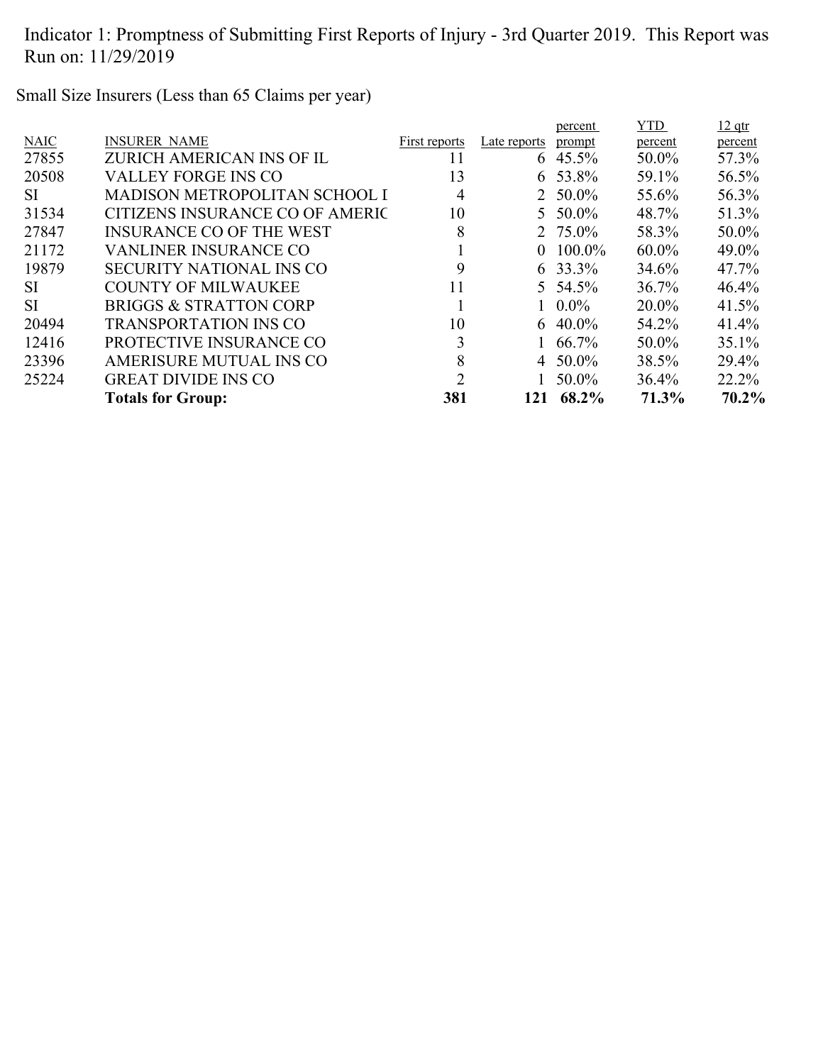Indicator 1: Promptness of Submitting First Reports of Injury - 3rd Quarter 2019. This Report was Run on: 11/29/2019

Small Size Insurers (Less than 65 Claims per year)

| NAIC | INSURER NAME | First reports | Late reports | percent prompt | YTD percent | 12 qtr percent |
|---|---|---|---|---|---|---|
| 27855 | ZURICH AMERICAN INS OF IL | 11 | 6 | 45.5% | 50.0% | 57.3% |
| 20508 | VALLEY FORGE INS CO | 13 | 6 | 53.8% | 59.1% | 56.5% |
| SI | MADISON METROPOLITAN SCHOOL I | 4 | 2 | 50.0% | 55.6% | 56.3% |
| 31534 | CITIZENS INSURANCE CO OF AMERIC | 10 | 5 | 50.0% | 48.7% | 51.3% |
| 27847 | INSURANCE CO OF THE WEST | 8 | 2 | 75.0% | 58.3% | 50.0% |
| 21172 | VANLINER INSURANCE CO | 1 | 0 | 100.0% | 60.0% | 49.0% |
| 19879 | SECURITY NATIONAL INS CO | 9 | 6 | 33.3% | 34.6% | 47.7% |
| SI | COUNTY OF MILWAUKEE | 11 | 5 | 54.5% | 36.7% | 46.4% |
| SI | BRIGGS & STRATTON CORP | 1 | 1 | 0.0% | 20.0% | 41.5% |
| 20494 | TRANSPORTATION INS CO | 10 | 6 | 40.0% | 54.2% | 41.4% |
| 12416 | PROTECTIVE INSURANCE CO | 3 | 1 | 66.7% | 50.0% | 35.1% |
| 23396 | AMERISURE MUTUAL INS CO | 8 | 4 | 50.0% | 38.5% | 29.4% |
| 25224 | GREAT DIVIDE INS CO | 2 | 1 | 50.0% | 36.4% | 22.2% |
| | **Totals for Group:** | **381** | **121** | **68.2%** | **71.3%** | **70.2%** |